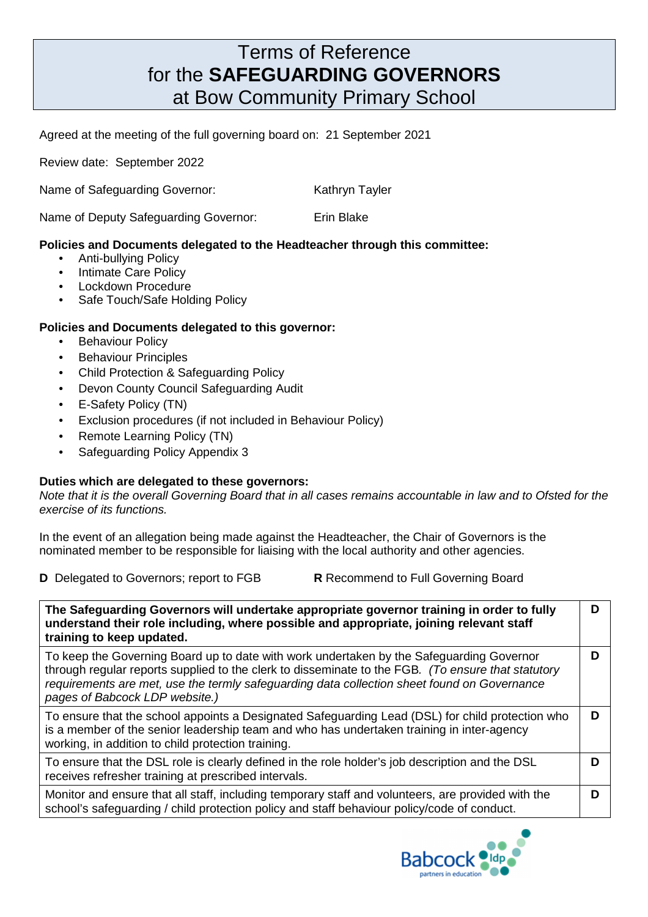# Terms of Reference for the **SAFEGUARDING GOVERNORS** at Bow Community Primary School

Agreed at the meeting of the full governing board on: 21 September 2021

Review date: September 2022

Name of Safeguarding Governor: Kathryn Tayler

Name of Deputy Safeguarding Governor: Erin Blake

**Policies and Documents delegated to the Headteacher through this committee:**

- Anti-bullying Policy
- Intimate Care Policy
- Lockdown Procedure
- Safe Touch/Safe Holding Policy

**Policies and Documents delegated to this governor:**

- Behaviour Policy
- Behaviour Principles
- Child Protection & Safeguarding Policy
- Devon County Council Safeguarding Audit
- E-Safety Policy (TN)
- Exclusion procedures (if not included in Behaviour Policy)
- Remote Learning Policy (TN)
- Safeguarding Policy Appendix 3

**Duties which are delegated to these governors:**

*Note that it is the overall Governing Board that in all cases remains accountable in law and to Ofsted for the exercise of its functions.*

In the event of an allegation being made against the Headteacher, the Chair of Governors is the nominated member to be responsible for liaising with the local authority and other agencies.

**D** Delegated to Governors; report to FGB **R** Recommend to Full Governing Board

| **The Safeguarding Governors will undertake appropriate governor training in order to fully understand their role including, where possible and appropriate, joining relevant staff training to keep updated.** | **D** |
|---|---|
| To keep the Governing Board up to date with work undertaken by the Safeguarding Governor through regular reports supplied to the clerk to disseminate to the FGB. *(To ensure that statutory requirements are met, use the termly safeguarding data collection sheet found on Governance pages of Babcock LDP website.)* | **D** |
| To ensure that the school appoints a Designated Safeguarding Lead (DSL) for child protection who is a member of the senior leadership team and who has undertaken training in inter-agency working, in addition to child protection training. | **D** |
| To ensure that the DSL role is clearly defined in the role holder's job description and the DSL receives refresher training at prescribed intervals. | **D** |
| Monitor and ensure that all staff, including temporary staff and volunteers, are provided with the school's safeguarding / child protection policy and staff behaviour policy/code of conduct. | **D** |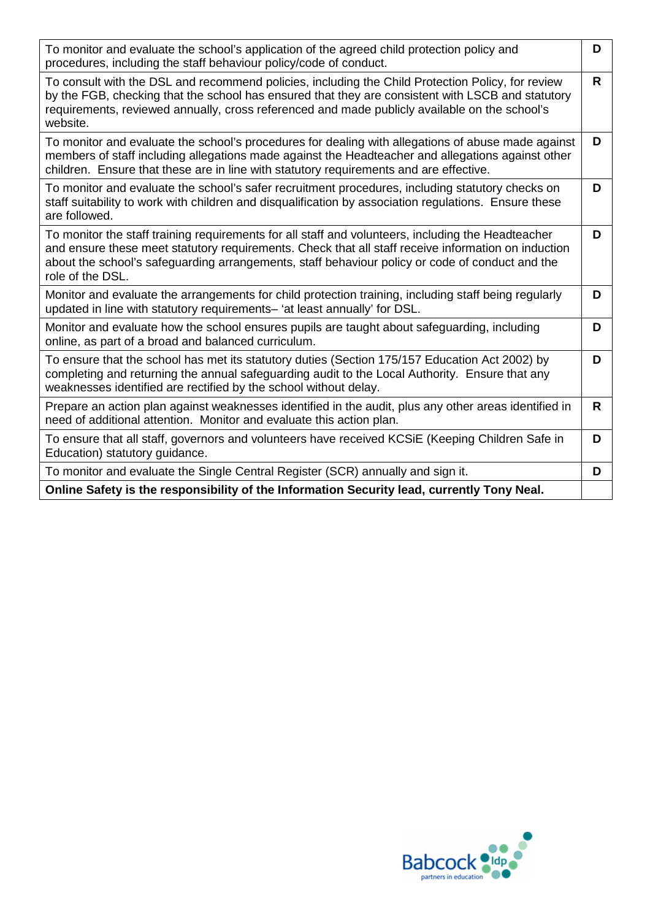| | |
|---|---|
| To monitor and evaluate the school's application of the agreed child protection policy and procedures, including the staff behaviour policy/code of conduct. | **D** |
| To consult with the DSL and recommend policies, including the Child Protection Policy, for review by the FGB, checking that the school has ensured that they are consistent with LSCB and statutory requirements, reviewed annually, cross referenced and made publicly available on the school's website. | **R** |
| To monitor and evaluate the school's procedures for dealing with allegations of abuse made against members of staff including allegations made against the Headteacher and allegations against other children. Ensure that these are in line with statutory requirements and are effective. | **D** |
| To monitor and evaluate the school's safer recruitment procedures, including statutory checks on staff suitability to work with children and disqualification by association regulations. Ensure these are followed. | **D** |
| To monitor the staff training requirements for all staff and volunteers, including the Headteacher and ensure these meet statutory requirements. Check that all staff receive information on induction about the school's safeguarding arrangements, staff behaviour policy or code of conduct and the role of the DSL. | **D** |
| Monitor and evaluate the arrangements for child protection training, including staff being regularly updated in line with statutory requirements– 'at least annually' for DSL. | **D** |
| Monitor and evaluate how the school ensures pupils are taught about safeguarding, including online, as part of a broad and balanced curriculum. | **D** |
| To ensure that the school has met its statutory duties (Section 175/157 Education Act 2002) by completing and returning the annual safeguarding audit to the Local Authority. Ensure that any weaknesses identified are rectified by the school without delay. | **D** |
| Prepare an action plan against weaknesses identified in the audit, plus any other areas identified in need of additional attention. Monitor and evaluate this action plan. | **R** |
| To ensure that all staff, governors and volunteers have received KCSiE (Keeping Children Safe in Education) statutory guidance. | **D** |
| To monitor and evaluate the Single Central Register (SCR) annually and sign it. | **D** |
| **Online Safety is the responsibility of the Information Security lead, currently Tony Neal.** | |